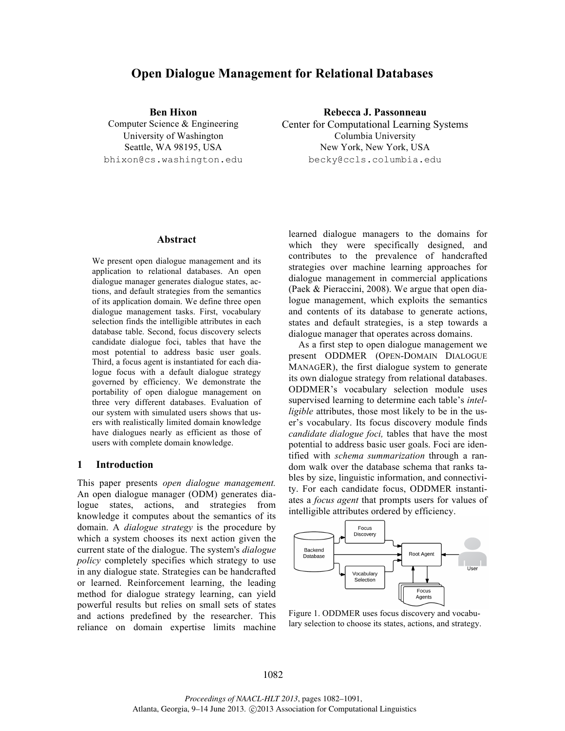# Open Dialogue Management for Relational Databases

**Ben Hixon**
Computer Science & Engineering
University of Washington
Seattle, WA 98195, USA
bhixon@cs.washington.edu

**Rebecca J. Passonneau**
Center for Computational Learning Systems
Columbia University
New York, New York, USA
becky@ccls.columbia.edu

## Abstract

We present open dialogue management and its application to relational databases. An open dialogue manager generates dialogue states, actions, and default strategies from the semantics of its application domain. We define three open dialogue management tasks. First, vocabulary selection finds the intelligible attributes in each database table. Second, focus discovery selects candidate dialogue foci, tables that have the most potential to address basic user goals. Third, a focus agent is instantiated for each dialogue focus with a default dialogue strategy governed by efficiency. We demonstrate the portability of open dialogue management on three very different databases. Evaluation of our system with simulated users shows that users with realistically limited domain knowledge have dialogues nearly as efficient as those of users with complete domain knowledge.

## 1 Introduction

This paper presents *open dialogue management.* An open dialogue manager (ODM) generates dialogue states, actions, and strategies from knowledge it computes about the semantics of its domain. A *dialogue strategy* is the procedure by which a system chooses its next action given the current state of the dialogue. The system's *dialogue policy* completely specifies which strategy to use in any dialogue state. Strategies can be handcrafted or learned. Reinforcement learning, the leading method for dialogue strategy learning, can yield powerful results but relies on small sets of states and actions predefined by the researcher. This reliance on domain expertise limits machine learned dialogue managers to the domains for which they were specifically designed, and contributes to the prevalence of handcrafted strategies over machine learning approaches for dialogue management in commercial applications (Paek & Pieraccini, 2008). We argue that open dialogue management, which exploits the semantics and contents of its database to generate actions, states and default strategies, is a step towards a dialogue manager that operates across domains.

As a first step to open dialogue management we present ODDMER (OPEN-DOMAIN DIALOGUE MANAGER), the first dialogue system to generate its own dialogue strategy from relational databases. ODDMER's vocabulary selection module uses supervised learning to determine each table's *intelligible* attributes, those most likely to be in the user's vocabulary. Its focus discovery module finds *candidate dialogue foci,* tables that have the most potential to address basic user goals. Foci are identified with *schema summarization* through a random walk over the database schema that ranks tables by size, linguistic information, and connectivity. For each candidate focus, ODDMER instantiates a *focus agent* that prompts users for values of intelligible attributes ordered by efficiency.

Figure 1. ODDMER uses focus discovery and vocabulary selection to choose its states, actions, and strategy.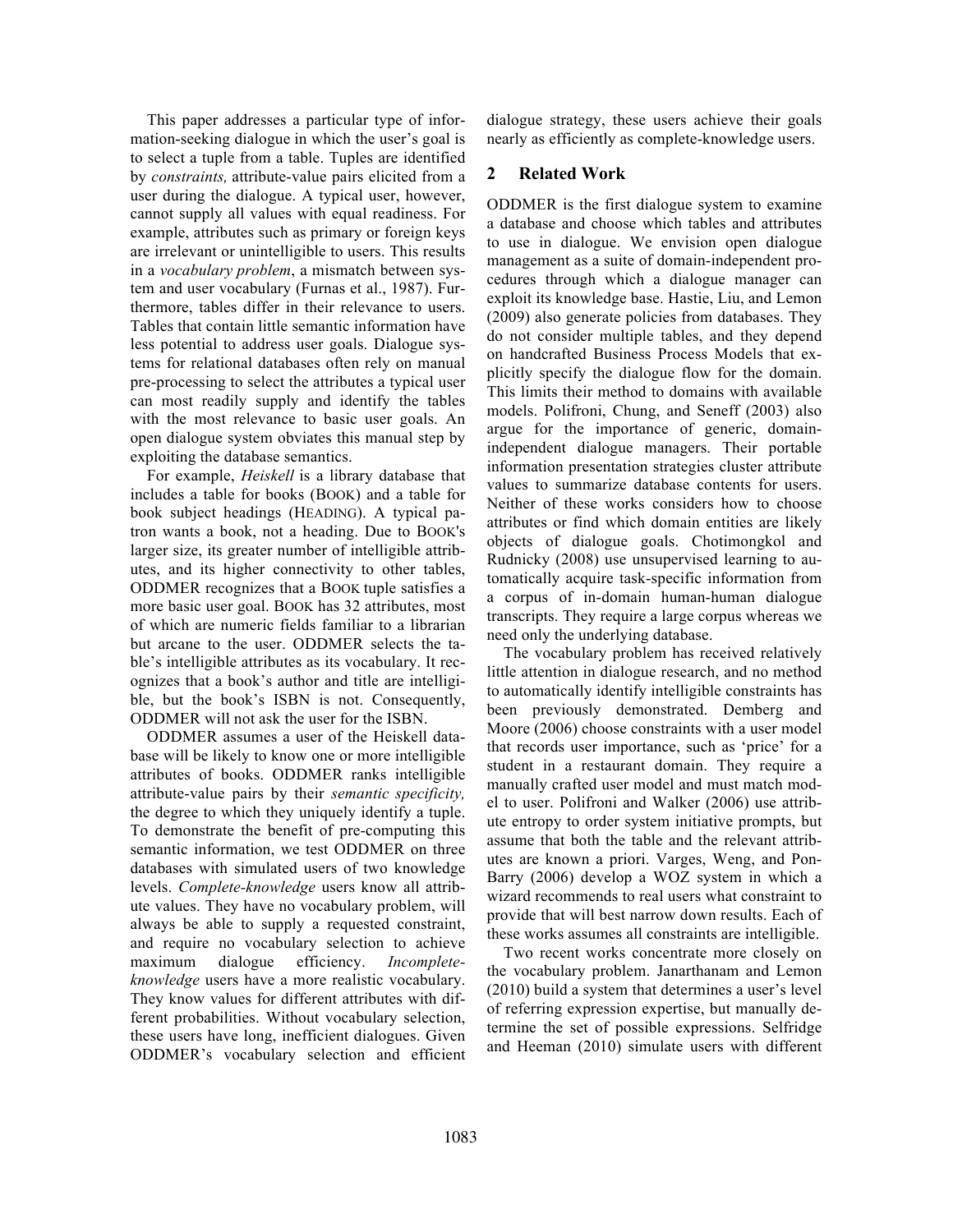This paper addresses a particular type of information-seeking dialogue in which the user's goal is to select a tuple from a table. Tuples are identified by *constraints,* attribute-value pairs elicited from a user during the dialogue. A typical user, however, cannot supply all values with equal readiness. For example, attributes such as primary or foreign keys are irrelevant or unintelligible to users. This results in a *vocabulary problem*, a mismatch between system and user vocabulary (Furnas et al., 1987). Furthermore, tables differ in their relevance to users. Tables that contain little semantic information have less potential to address user goals. Dialogue systems for relational databases often rely on manual pre-processing to select the attributes a typical user can most readily supply and identify the tables with the most relevance to basic user goals. An open dialogue system obviates this manual step by exploiting the database semantics.

For example, *Heiskell* is a library database that includes a table for books (BOOK) and a table for book subject headings (HEADING). A typical patron wants a book, not a heading. Due to BOOK's larger size, its greater number of intelligible attributes, and its higher connectivity to other tables, ODDMER recognizes that a BOOK tuple satisfies a more basic user goal. BOOK has 32 attributes, most of which are numeric fields familiar to a librarian but arcane to the user. ODDMER selects the table's intelligible attributes as its vocabulary. It recognizes that a book's author and title are intelligible, but the book's ISBN is not. Consequently, ODDMER will not ask the user for the ISBN.

ODDMER assumes a user of the Heiskell database will be likely to know one or more intelligible attributes of books. ODDMER ranks intelligible attribute-value pairs by their *semantic specificity,* the degree to which they uniquely identify a tuple. To demonstrate the benefit of pre-computing this semantic information, we test ODDMER on three databases with simulated users of two knowledge levels. *Complete-knowledge* users know all attribute values. They have no vocabulary problem, will always be able to supply a requested constraint, and require no vocabulary selection to achieve maximum dialogue efficiency. *Incomplete-knowledge* users have a more realistic vocabulary. They know values for different attributes with different probabilities. Without vocabulary selection, these users have long, inefficient dialogues. Given ODDMER's vocabulary selection and efficient dialogue strategy, these users achieve their goals nearly as efficiently as complete-knowledge users.

## 2 Related Work

ODDMER is the first dialogue system to examine a database and choose which tables and attributes to use in dialogue. We envision open dialogue management as a suite of domain-independent procedures through which a dialogue manager can exploit its knowledge base. Hastie, Liu, and Lemon (2009) also generate policies from databases. They do not consider multiple tables, and they depend on handcrafted Business Process Models that explicitly specify the dialogue flow for the domain. This limits their method to domains with available models. Polifroni, Chung, and Seneff (2003) also argue for the importance of generic, domain-independent dialogue managers. Their portable information presentation strategies cluster attribute values to summarize database contents for users. Neither of these works considers how to choose attributes or find which domain entities are likely objects of dialogue goals. Chotimongkol and Rudnicky (2008) use unsupervised learning to automatically acquire task-specific information from a corpus of in-domain human-human dialogue transcripts. They require a large corpus whereas we need only the underlying database.

The vocabulary problem has received relatively little attention in dialogue research, and no method to automatically identify intelligible constraints has been previously demonstrated. Demberg and Moore (2006) choose constraints with a user model that records user importance, such as 'price' for a student in a restaurant domain. They require a manually crafted user model and must match model to user. Polifroni and Walker (2006) use attribute entropy to order system initiative prompts, but assume that both the table and the relevant attributes are known a priori. Varges, Weng, and Pon-Barry (2006) develop a WOZ system in which a wizard recommends to real users what constraint to provide that will best narrow down results. Each of these works assumes all constraints are intelligible.

Two recent works concentrate more closely on the vocabulary problem. Janarthanam and Lemon (2010) build a system that determines a user's level of referring expression expertise, but manually determine the set of possible expressions. Selfridge and Heeman (2010) simulate users with different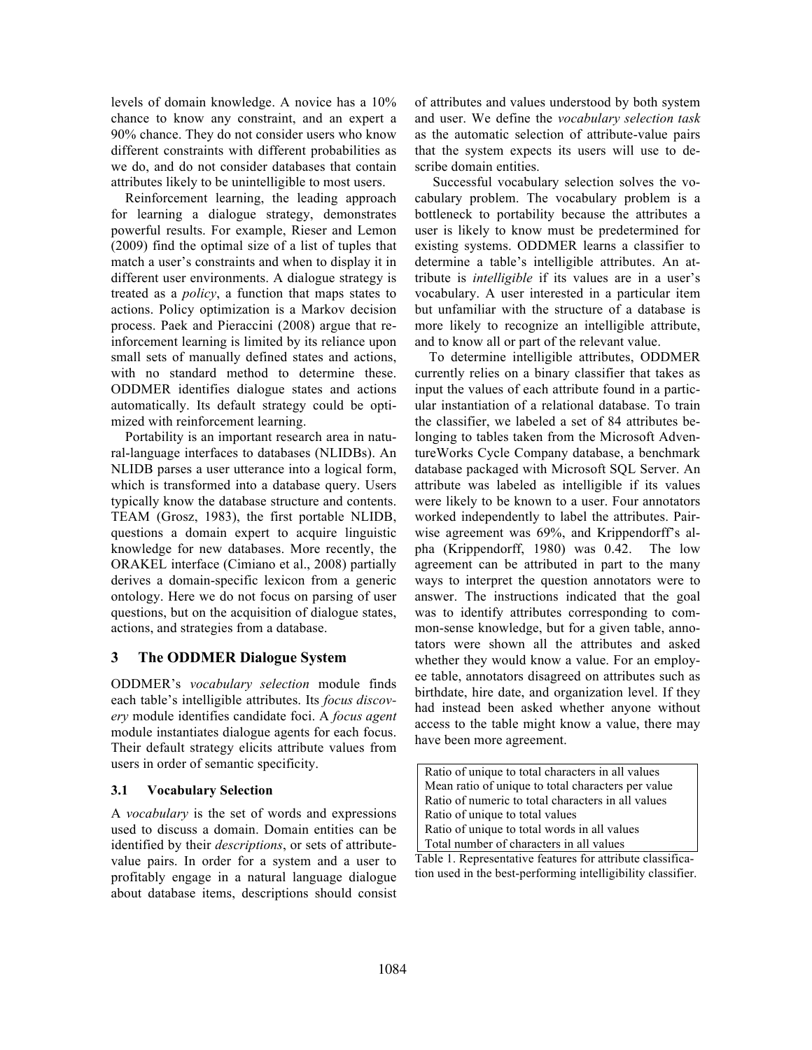levels of domain knowledge. A novice has a 10% chance to know any constraint, and an expert a 90% chance. They do not consider users who know different constraints with different probabilities as we do, and do not consider databases that contain attributes likely to be unintelligible to most users.

Reinforcement learning, the leading approach for learning a dialogue strategy, demonstrates powerful results. For example, Rieser and Lemon (2009) find the optimal size of a list of tuples that match a user's constraints and when to display it in different user environments. A dialogue strategy is treated as a *policy*, a function that maps states to actions. Policy optimization is a Markov decision process. Paek and Pieraccini (2008) argue that reinforcement learning is limited by its reliance upon small sets of manually defined states and actions, with no standard method to determine these. ODDMER identifies dialogue states and actions automatically. Its default strategy could be optimized with reinforcement learning.

Portability is an important research area in natural-language interfaces to databases (NLIDBs). An NLIDB parses a user utterance into a logical form, which is transformed into a database query. Users typically know the database structure and contents. TEAM (Grosz, 1983), the first portable NLIDB, questions a domain expert to acquire linguistic knowledge for new databases. More recently, the ORAKEL interface (Cimiano et al., 2008) partially derives a domain-specific lexicon from a generic ontology. Here we do not focus on parsing of user questions, but on the acquisition of dialogue states, actions, and strategies from a database.

## 3 The ODDMER Dialogue System

ODDMER's *vocabulary selection* module finds each table's intelligible attributes. Its *focus discovery* module identifies candidate foci. A *focus agent* module instantiates dialogue agents for each focus. Their default strategy elicits attribute values from users in order of semantic specificity.

### 3.1 Vocabulary Selection

A *vocabulary* is the set of words and expressions used to discuss a domain. Domain entities can be identified by their *descriptions*, or sets of attribute-value pairs. In order for a system and a user to profitably engage in a natural language dialogue about database items, descriptions should consist of attributes and values understood by both system and user. We define the *vocabulary selection task* as the automatic selection of attribute-value pairs that the system expects its users will use to describe domain entities.

Successful vocabulary selection solves the vocabulary problem. The vocabulary problem is a bottleneck to portability because the attributes a user is likely to know must be predetermined for existing systems. ODDMER learns a classifier to determine a table's intelligible attributes. An attribute is *intelligible* if its values are in a user's vocabulary. A user interested in a particular item but unfamiliar with the structure of a database is more likely to recognize an intelligible attribute, and to know all or part of the relevant value.

To determine intelligible attributes, ODDMER currently relies on a binary classifier that takes as input the values of each attribute found in a particular instantiation of a relational database. To train the classifier, we labeled a set of 84 attributes belonging to tables taken from the Microsoft AdventureWorks Cycle Company database, a benchmark database packaged with Microsoft SQL Server. An attribute was labeled as intelligible if its values were likely to be known to a user. Four annotators worked independently to label the attributes. Pairwise agreement was 69%, and Krippendorff's alpha (Krippendorff, 1980) was 0.42. The low agreement can be attributed in part to the many ways to interpret the question annotators were to answer. The instructions indicated that the goal was to identify attributes corresponding to common-sense knowledge, but for a given table, annotators were shown all the attributes and asked whether they would know a value. For an employee table, annotators disagreed on attributes such as birthdate, hire date, and organization level. If they had instead been asked whether anyone without access to the table might know a value, there may have been more agreement.

| Features |
|---|
| Ratio of unique to total characters in all values |
| Mean ratio of unique to total characters per value |
| Ratio of numeric to total characters in all values |
| Ratio of unique to total values |
| Ratio of unique to total words in all values |
| Total number of characters in all values |

Table 1. Representative features for attribute classification used in the best-performing intelligibility classifier.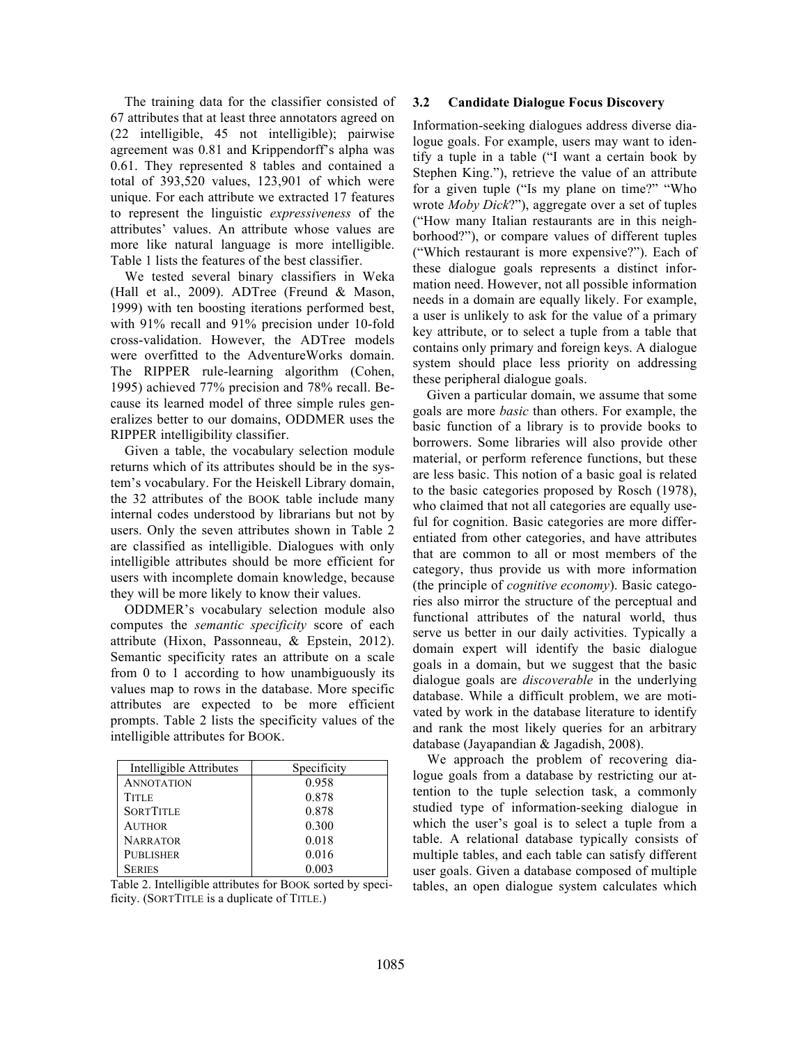The training data for the classifier consisted of 67 attributes that at least three annotators agreed on (22 intelligible, 45 not intelligible); pairwise agreement was 0.81 and Krippendorff's alpha was 0.61. They represented 8 tables and contained a total of 393,520 values, 123,901 of which were unique. For each attribute we extracted 17 features to represent the linguistic *expressiveness* of the attributes' values. An attribute whose values are more like natural language is more intelligible. Table 1 lists the features of the best classifier.

We tested several binary classifiers in Weka (Hall et al., 2009). ADTree (Freund & Mason, 1999) with ten boosting iterations performed best, with 91% recall and 91% precision under 10-fold cross-validation. However, the ADTree models were overfitted to the AdventureWorks domain. The RIPPER rule-learning algorithm (Cohen, 1995) achieved 77% precision and 78% recall. Because its learned model of three simple rules generalizes better to our domains, ODDMER uses the RIPPER intelligibility classifier.

Given a table, the vocabulary selection module returns which of its attributes should be in the system's vocabulary. For the Heiskell Library domain, the 32 attributes of the BOOK table include many internal codes understood by librarians but not by users. Only the seven attributes shown in Table 2 are classified as intelligible. Dialogues with only intelligible attributes should be more efficient for users with incomplete domain knowledge, because they will be more likely to know their values.

ODDMER's vocabulary selection module also computes the *semantic specificity* score of each attribute (Hixon, Passonneau, & Epstein, 2012). Semantic specificity rates an attribute on a scale from 0 to 1 according to how unambiguously its values map to rows in the database. More specific attributes are expected to be more efficient prompts. Table 2 lists the specificity values of the intelligible attributes for BOOK.

| Intelligible Attributes | Specificity |
|---|---|
| ANNOTATION | 0.958 |
| TITLE | 0.878 |
| SORTTITLE | 0.878 |
| AUTHOR | 0.300 |
| NARRATOR | 0.018 |
| PUBLISHER | 0.016 |
| SERIES | 0.003 |

Table 2. Intelligible attributes for BOOK sorted by specificity. (SORTTITLE is a duplicate of TITLE.)

### 3.2 Candidate Dialogue Focus Discovery

Information-seeking dialogues address diverse dialogue goals. For example, users may want to identify a tuple in a table ("I want a certain book by Stephen King."), retrieve the value of an attribute for a given tuple ("Is my plane on time?" "Who wrote *Moby Dick*?"), aggregate over a set of tuples ("How many Italian restaurants are in this neighborhood?"), or compare values of different tuples ("Which restaurant is more expensive?"). Each of these dialogue goals represents a distinct information need. However, not all possible information needs in a domain are equally likely. For example, a user is unlikely to ask for the value of a primary key attribute, or to select a tuple from a table that contains only primary and foreign keys. A dialogue system should place less priority on addressing these peripheral dialogue goals.

Given a particular domain, we assume that some goals are more *basic* than others. For example, the basic function of a library is to provide books to borrowers. Some libraries will also provide other material, or perform reference functions, but these are less basic. This notion of a basic goal is related to the basic categories proposed by Rosch (1978), who claimed that not all categories are equally useful for cognition. Basic categories are more differentiated from other categories, and have attributes that are common to all or most members of the category, thus provide us with more information (the principle of *cognitive economy*). Basic categories also mirror the structure of the perceptual and functional attributes of the natural world, thus serve us better in our daily activities. Typically a domain expert will identify the basic dialogue goals in a domain, but we suggest that the basic dialogue goals are *discoverable* in the underlying database. While a difficult problem, we are motivated by work in the database literature to identify and rank the most likely queries for an arbitrary database (Jayapandian & Jagadish, 2008).

We approach the problem of recovering dialogue goals from a database by restricting our attention to the tuple selection task, a commonly studied type of information-seeking dialogue in which the user's goal is to select a tuple from a table. A relational database typically consists of multiple tables, and each table can satisfy different user goals. Given a database composed of multiple tables, an open dialogue system calculates which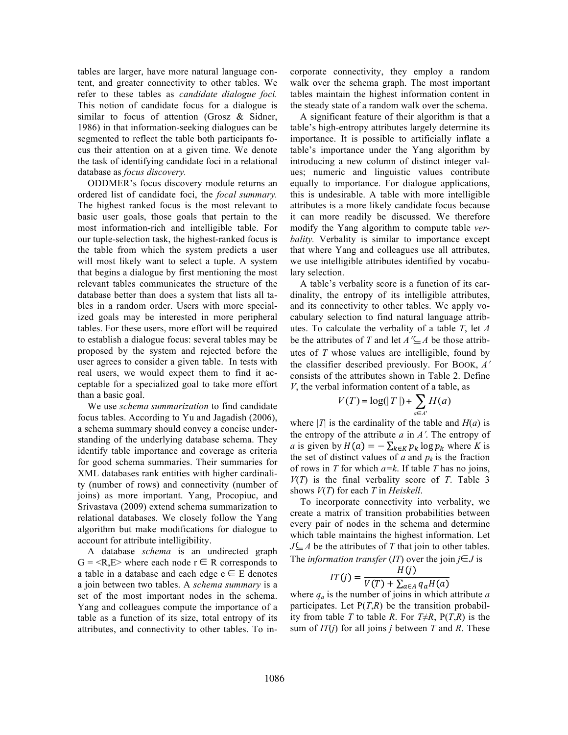tables are larger, have more natural language content, and greater connectivity to other tables. We refer to these tables as *candidate dialogue foci.* This notion of candidate focus for a dialogue is similar to focus of attention (Grosz & Sidner, 1986) in that information-seeking dialogues can be segmented to reflect the table both participants focus their attention on at a given time*.* We denote the task of identifying candidate foci in a relational database as *focus discovery.*

ODDMER's focus discovery module returns an ordered list of candidate foci, the *focal summary.* The highest ranked focus is the most relevant to basic user goals, those goals that pertain to the most information-rich and intelligible table. For our tuple-selection task, the highest-ranked focus is the table from which the system predicts a user will most likely want to select a tuple. A system that begins a dialogue by first mentioning the most relevant tables communicates the structure of the database better than does a system that lists all tables in a random order. Users with more specialized goals may be interested in more peripheral tables. For these users, more effort will be required to establish a dialogue focus: several tables may be proposed by the system and rejected before the user agrees to consider a given table. In tests with real users, we would expect them to find it acceptable for a specialized goal to take more effort than a basic goal.

We use *schema summarization* to find candidate focus tables. According to Yu and Jagadish (2006), a schema summary should convey a concise understanding of the underlying database schema. They identify table importance and coverage as criteria for good schema summaries. Their summaries for XML databases rank entities with higher cardinality (number of rows) and connectivity (number of joins) as more important. Yang, Procopiuc, and Srivastava (2009) extend schema summarization to relational databases. We closely follow the Yang algorithm but make modifications for dialogue to account for attribute intelligibility.

A database *schema* is an undirected graph G = <R,E> where each node r ∈ R corresponds to a table in a database and each edge e ∈ E denotes a join between two tables. A *schema summary* is a set of the most important nodes in the schema. Yang and colleagues compute the importance of a table as a function of its size, total entropy of its attributes, and connectivity to other tables. To incorporate connectivity, they employ a random walk over the schema graph. The most important tables maintain the highest information content in the steady state of a random walk over the schema.

A significant feature of their algorithm is that a table's high-entropy attributes largely determine its importance. It is possible to artificially inflate a table's importance under the Yang algorithm by introducing a new column of distinct integer values; numeric and linguistic values contribute equally to importance. For dialogue applications, this is undesirable. A table with more intelligible attributes is a more likely candidate focus because it can more readily be discussed. We therefore modify the Yang algorithm to compute table *verbality.* Verbality is similar to importance except that where Yang and colleagues use all attributes, we use intelligible attributes identified by vocabulary selection.

A table's verbality score is a function of its cardinality, the entropy of its intelligible attributes, and its connectivity to other tables. We apply vocabulary selection to find natural language attributes. To calculate the verbality of a table *T*, let *A* be the attributes of *T* and let $A' \subseteq A$ be those attributes of *T* whose values are intelligible, found by the classifier described previously. For BOOK, $A'$ consists of the attributes shown in Table 2. Define *V*, the verbal information content of a table, as

$$V(T) = \log(|T|) + \sum_{a \in A'} H(a)$$

where $|T|$ is the cardinality of the table and $H(a)$ is the entropy of the attribute *a* in $A'$. The entropy of *a* is given by $H(a) = -\sum_{k \in K} p_k \log p_k$ where *K* is the set of distinct values of *a* and $p_k$ is the fraction of rows in *T* for which $a=k$. If table *T* has no joins, $V(T)$ is the final verbality score of *T*. Table 3 shows $V(T)$ for each *T* in *Heiskell*.

To incorporate connectivity into verbality, we create a matrix of transition probabilities between every pair of nodes in the schema and determine which table maintains the highest information. Let $J \subseteq A$ be the attributes of *T* that join to other tables. The *information transfer* (*IT*) over the join $j \in J$ is

$$IT(j) = \frac{H(j)}{V(T) + \sum_{a \in A} q_a H(a)}$$

where $q_a$ is the number of joins in which attribute *a* participates. Let $P(T,R)$ be the transition probability from table *T* to table *R*. For $T \neq R$, $P(T,R)$ is the sum of $IT(j)$ for all joins *j* between *T* and *R*. These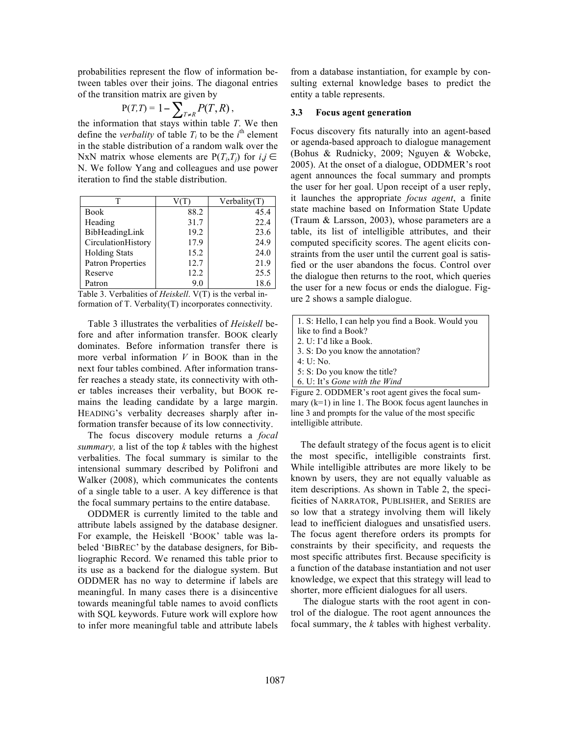probabilities represent the flow of information between tables over their joins. The diagonal entries of the transition matrix are given by

$$P(T,T) = 1 - \sum_{T \neq R} P(T,R),$$

the information that stays within table $T$. We then define the *verbality* of table $T_i$ to be the $i^{th}$ element in the stable distribution of a random walk over the NxN matrix whose elements are $P(T_i,T_j)$ for $i,j \in$ N. We follow Yang and colleagues and use power iteration to find the stable distribution.

| T | V(T) | Verbality(T) |
|---|---|---|
| Book | 88.2 | 45.4 |
| Heading | 31.7 | 22.4 |
| BibHeadingLink | 19.2 | 23.6 |
| CirculationHistory | 17.9 | 24.9 |
| Holding Stats | 15.2 | 24.0 |
| Patron Properties | 12.7 | 21.9 |
| Reserve | 12.2 | 25.5 |
| Patron | 9.0 | 18.6 |

Table 3. Verbalities of *Heiskell*. V(T) is the verbal information of T. Verbality(T) incorporates connectivity.

Table 3 illustrates the verbalities of *Heiskell* before and after information transfer. BOOK clearly dominates. Before information transfer there is more verbal information *V* in BOOK than in the next four tables combined. After information transfer reaches a steady state, its connectivity with other tables increases their verbality, but BOOK remains the leading candidate by a large margin. HEADING's verbality decreases sharply after information transfer because of its low connectivity.

The focus discovery module returns a *focal summary,* a list of the top *k* tables with the highest verbalities. The focal summary is similar to the intensional summary described by Polifroni and Walker (2008), which communicates the contents of a single table to a user. A key difference is that the focal summary pertains to the entire database.

ODDMER is currently limited to the table and attribute labels assigned by the database designer. For example, the Heiskell 'BOOK' table was labeled 'BIBREC' by the database designers, for Bibliographic Record. We renamed this table prior to its use as a backend for the dialogue system. But ODDMER has no way to determine if labels are meaningful. In many cases there is a disincentive towards meaningful table names to avoid conflicts with SQL keywords. Future work will explore how to infer more meaningful table and attribute labels from a database instantiation, for example by consulting external knowledge bases to predict the entity a table represents.

### 3.3 Focus agent generation

Focus discovery fits naturally into an agent-based or agenda-based approach to dialogue management (Bohus & Rudnicky, 2009; Nguyen & Wobcke, 2005). At the onset of a dialogue, ODDMER's root agent announces the focal summary and prompts the user for her goal. Upon receipt of a user reply, it launches the appropriate *focus agent*, a finite state machine based on Information State Update (Traum & Larsson, 2003), whose parameters are a table, its list of intelligible attributes, and their computed specificity scores. The agent elicits constraints from the user until the current goal is satisfied or the user abandons the focus. Control over the dialogue then returns to the root, which queries the user for a new focus or ends the dialogue. Figure 2 shows a sample dialogue.

1. S: Hello, I can help you find a Book. Would you like to find a Book?
2. U: I'd like a Book.
3. S: Do you know the annotation?
4: U: No.
5: S: Do you know the title?
6. U: It's *Gone with the Wind*

Figure 2. ODDMER's root agent gives the focal summary (k=1) in line 1. The BOOK focus agent launches in line 3 and prompts for the value of the most specific intelligible attribute.

The default strategy of the focus agent is to elicit the most specific, intelligible constraints first. While intelligible attributes are more likely to be known by users, they are not equally valuable as item descriptions. As shown in Table 2, the specificities of NARRATOR, PUBLISHER, and SERIES are so low that a strategy involving them will likely lead to inefficient dialogues and unsatisfied users. The focus agent therefore orders its prompts for constraints by their specificity, and requests the most specific attributes first. Because specificity is a function of the database instantiation and not user knowledge, we expect that this strategy will lead to shorter, more efficient dialogues for all users.

The dialogue starts with the root agent in control of the dialogue. The root agent announces the focal summary, the *k* tables with highest verbality.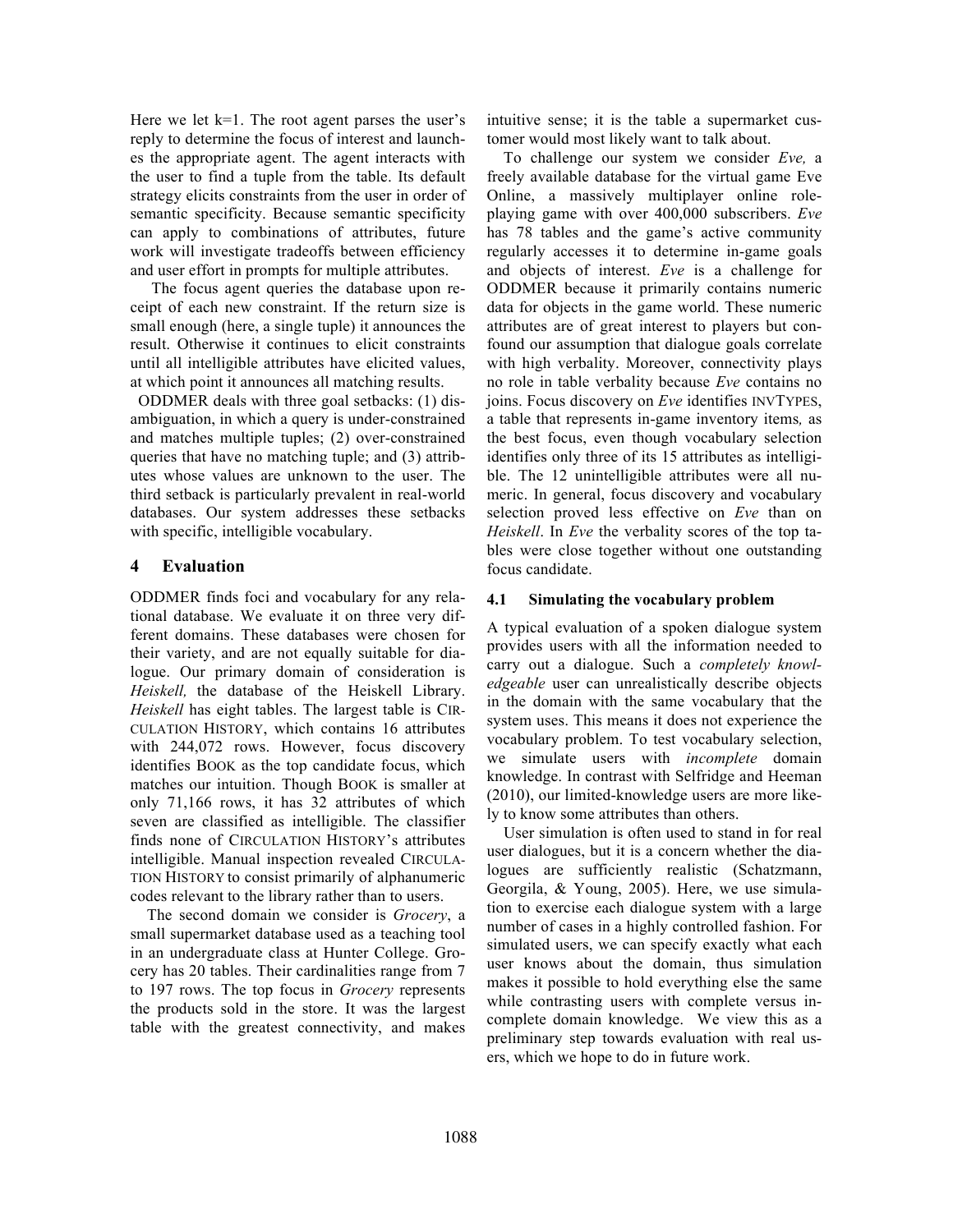Here we let k=1. The root agent parses the user's reply to determine the focus of interest and launches the appropriate agent. The agent interacts with the user to find a tuple from the table. Its default strategy elicits constraints from the user in order of semantic specificity. Because semantic specificity can apply to combinations of attributes, future work will investigate tradeoffs between efficiency and user effort in prompts for multiple attributes.

The focus agent queries the database upon receipt of each new constraint. If the return size is small enough (here, a single tuple) it announces the result. Otherwise it continues to elicit constraints until all intelligible attributes have elicited values, at which point it announces all matching results.

ODDMER deals with three goal setbacks: (1) disambiguation, in which a query is under-constrained and matches multiple tuples; (2) over-constrained queries that have no matching tuple; and (3) attributes whose values are unknown to the user. The third setback is particularly prevalent in real-world databases. Our system addresses these setbacks with specific, intelligible vocabulary.

## 4 Evaluation

ODDMER finds foci and vocabulary for any relational database. We evaluate it on three very different domains. These databases were chosen for their variety, and are not equally suitable for dialogue. Our primary domain of consideration is *Heiskell,* the database of the Heiskell Library. *Heiskell* has eight tables. The largest table is CIRCULATION HISTORY, which contains 16 attributes with 244,072 rows. However, focus discovery identifies BOOK as the top candidate focus, which matches our intuition. Though BOOK is smaller at only 71,166 rows, it has 32 attributes of which seven are classified as intelligible. The classifier finds none of CIRCULATION HISTORY's attributes intelligible. Manual inspection revealed CIRCULATION HISTORY to consist primarily of alphanumeric codes relevant to the library rather than to users.

The second domain we consider is *Grocery*, a small supermarket database used as a teaching tool in an undergraduate class at Hunter College. Grocery has 20 tables. Their cardinalities range from 7 to 197 rows. The top focus in *Grocery* represents the products sold in the store. It was the largest table with the greatest connectivity, and makes intuitive sense; it is the table a supermarket customer would most likely want to talk about.

To challenge our system we consider *Eve,* a freely available database for the virtual game Eve Online, a massively multiplayer online role-playing game with over 400,000 subscribers. *Eve* has 78 tables and the game's active community regularly accesses it to determine in-game goals and objects of interest. *Eve* is a challenge for ODDMER because it primarily contains numeric data for objects in the game world. These numeric attributes are of great interest to players but confound our assumption that dialogue goals correlate with high verbality. Moreover, connectivity plays no role in table verbality because *Eve* contains no joins. Focus discovery on *Eve* identifies INVTYPES, a table that represents in-game inventory items*,* as the best focus, even though vocabulary selection identifies only three of its 15 attributes as intelligible. The 12 unintelligible attributes were all numeric. In general, focus discovery and vocabulary selection proved less effective on *Eve* than on *Heiskell*. In *Eve* the verbality scores of the top tables were close together without one outstanding focus candidate.

### 4.1 Simulating the vocabulary problem

A typical evaluation of a spoken dialogue system provides users with all the information needed to carry out a dialogue. Such a *completely knowledgeable* user can unrealistically describe objects in the domain with the same vocabulary that the system uses. This means it does not experience the vocabulary problem. To test vocabulary selection, we simulate users with *incomplete* domain knowledge. In contrast with Selfridge and Heeman (2010), our limited-knowledge users are more likely to know some attributes than others.

User simulation is often used to stand in for real user dialogues, but it is a concern whether the dialogues are sufficiently realistic (Schatzmann, Georgila, & Young, 2005). Here, we use simulation to exercise each dialogue system with a large number of cases in a highly controlled fashion. For simulated users, we can specify exactly what each user knows about the domain, thus simulation makes it possible to hold everything else the same while contrasting users with complete versus incomplete domain knowledge. We view this as a preliminary step towards evaluation with real users, which we hope to do in future work.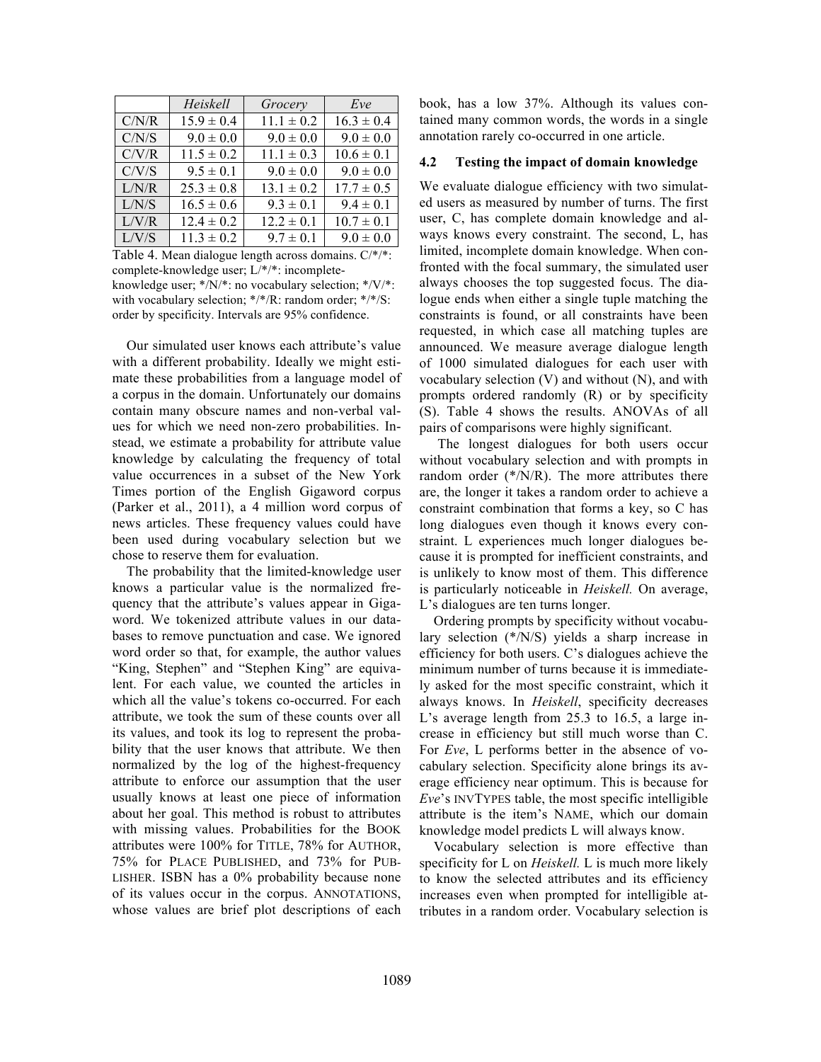| | *Heiskell* | *Grocery* | *Eve* |
|---|---|---|---|
| C/N/R | 15.9 ± 0.4 | 11.1 ± 0.2 | 16.3 ± 0.4 |
| C/N/S | 9.0 ± 0.0 | 9.0 ± 0.0 | 9.0 ± 0.0 |
| C/V/R | 11.5 ± 0.2 | 11.1 ± 0.3 | 10.6 ± 0.1 |
| C/V/S | 9.5 ± 0.1 | 9.0 ± 0.0 | 9.0 ± 0.0 |
| L/N/R | 25.3 ± 0.8 | 13.1 ± 0.2 | 17.7 ± 0.5 |
| L/N/S | 16.5 ± 0.6 | 9.3 ± 0.1 | 9.4 ± 0.1 |
| L/V/R | 12.4 ± 0.2 | 12.2 ± 0.1 | 10.7 ± 0.1 |
| L/V/S | 11.3 ± 0.2 | 9.7 ± 0.1 | 9.0 ± 0.0 |

Table 4. Mean dialogue length across domains. C/*/*: complete-knowledge user; L/*/*: incomplete-knowledge user; */N/*: no vocabulary selection; */V/*: with vocabulary selection; */*/R: random order; */*/S: order by specificity. Intervals are 95% confidence.

Our simulated user knows each attribute's value with a different probability. Ideally we might estimate these probabilities from a language model of a corpus in the domain. Unfortunately our domains contain many obscure names and non-verbal values for which we need non-zero probabilities. Instead, we estimate a probability for attribute value knowledge by calculating the frequency of total value occurrences in a subset of the New York Times portion of the English Gigaword corpus (Parker et al., 2011), a 4 million word corpus of news articles. These frequency values could have been used during vocabulary selection but we chose to reserve them for evaluation.

The probability that the limited-knowledge user knows a particular value is the normalized frequency that the attribute's values appear in Gigaword. We tokenized attribute values in our databases to remove punctuation and case. We ignored word order so that, for example, the author values "King, Stephen" and "Stephen King" are equivalent. For each value, we counted the articles in which all the value's tokens co-occurred. For each attribute, we took the sum of these counts over all its values, and took its log to represent the probability that the user knows that attribute. We then normalized by the log of the highest-frequency attribute to enforce our assumption that the user usually knows at least one piece of information about her goal. This method is robust to attributes with missing values. Probabilities for the BOOK attributes were 100% for TITLE, 78% for AUTHOR, 75% for PLACE PUBLISHED, and 73% for PUBLISHER. ISBN has a 0% probability because none of its values occur in the corpus. ANNOTATIONS, whose values are brief plot descriptions of each book, has a low 37%. Although its values contained many common words, the words in a single annotation rarely co-occurred in one article.

### 4.2 Testing the impact of domain knowledge

We evaluate dialogue efficiency with two simulated users as measured by number of turns. The first user, C, has complete domain knowledge and always knows every constraint. The second, L, has limited, incomplete domain knowledge. When confronted with the focal summary, the simulated user always chooses the top suggested focus. The dialogue ends when either a single tuple matching the constraints is found, or all constraints have been requested, in which case all matching tuples are announced. We measure average dialogue length of 1000 simulated dialogues for each user with vocabulary selection (V) and without (N), and with prompts ordered randomly (R) or by specificity (S). Table 4 shows the results. ANOVAs of all pairs of comparisons were highly significant.

The longest dialogues for both users occur without vocabulary selection and with prompts in random order (*/N/R). The more attributes there are, the longer it takes a random order to achieve a constraint combination that forms a key, so C has long dialogues even though it knows every constraint. L experiences much longer dialogues because it is prompted for inefficient constraints, and is unlikely to know most of them. This difference is particularly noticeable in *Heiskell.* On average, L's dialogues are ten turns longer.

Ordering prompts by specificity without vocabulary selection (*/N/S) yields a sharp increase in efficiency for both users. C's dialogues achieve the minimum number of turns because it is immediately asked for the most specific constraint, which it always knows. In *Heiskell*, specificity decreases L's average length from 25.3 to 16.5, a large increase in efficiency but still much worse than C. For *Eve*, L performs better in the absence of vocabulary selection. Specificity alone brings its average efficiency near optimum. This is because for *Eve*'s INVTYPES table, the most specific intelligible attribute is the item's NAME, which our domain knowledge model predicts L will always know.

Vocabulary selection is more effective than specificity for L on *Heiskell.* L is much more likely to know the selected attributes and its efficiency increases even when prompted for intelligible attributes in a random order. Vocabulary selection is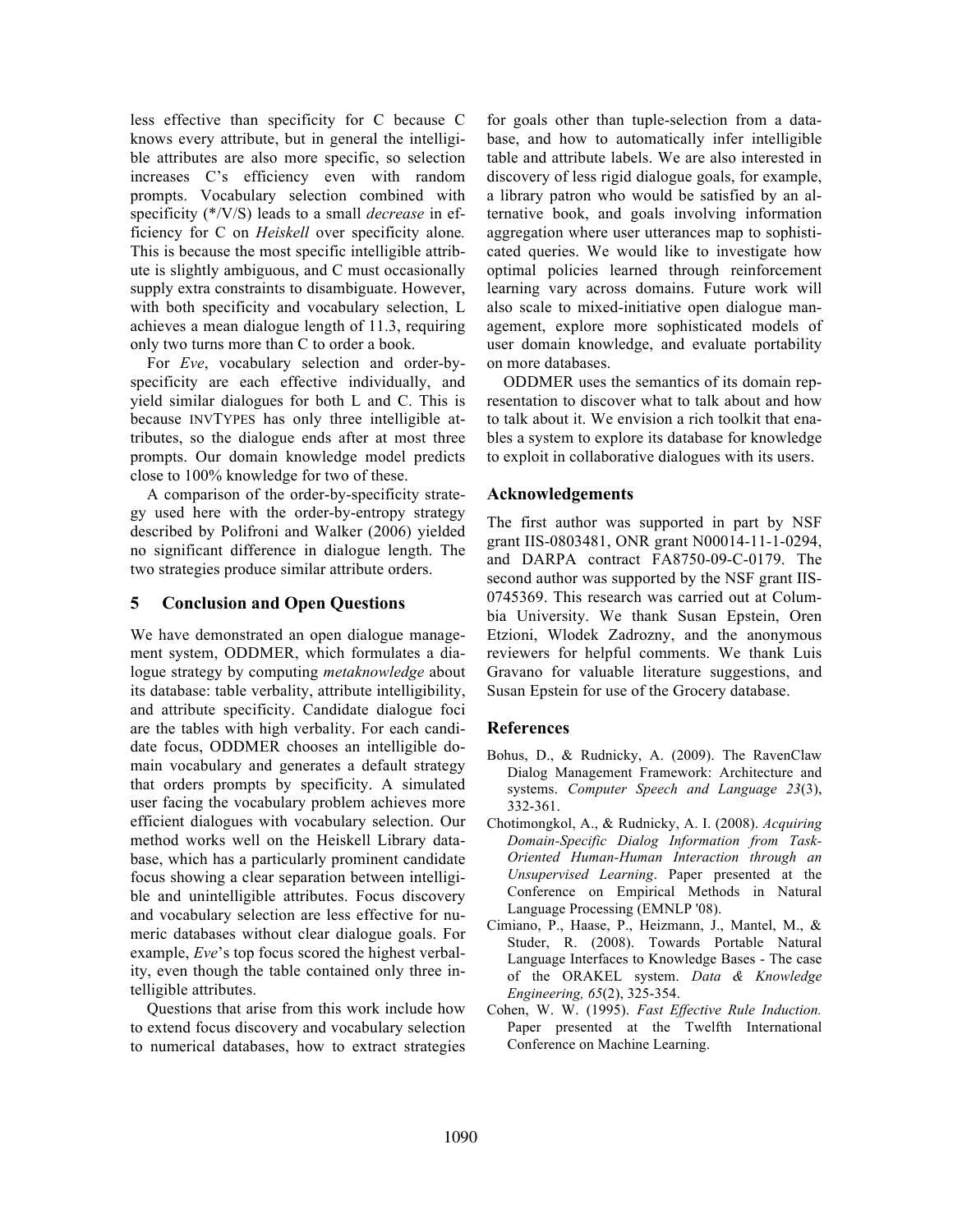less effective than specificity for C because C knows every attribute, but in general the intelligible attributes are also more specific, so selection increases C's efficiency even with random prompts. Vocabulary selection combined with specificity (*/V/S) leads to a small *decrease* in efficiency for C on *Heiskell* over specificity alone. This is because the most specific intelligible attribute is slightly ambiguous, and C must occasionally supply extra constraints to disambiguate. However, with both specificity and vocabulary selection, L achieves a mean dialogue length of 11.3, requiring only two turns more than C to order a book.

For *Eve*, vocabulary selection and order-by-specificity are each effective individually, and yield similar dialogues for both L and C. This is because INVTYPES has only three intelligible attributes, so the dialogue ends after at most three prompts. Our domain knowledge model predicts close to 100% knowledge for two of these.

A comparison of the order-by-specificity strategy used here with the order-by-entropy strategy described by Polifroni and Walker (2006) yielded no significant difference in dialogue length. The two strategies produce similar attribute orders.

## 5 Conclusion and Open Questions

We have demonstrated an open dialogue management system, ODDMER, which formulates a dialogue strategy by computing *metaknowledge* about its database: table verbality, attribute intelligibility, and attribute specificity. Candidate dialogue foci are the tables with high verbality. For each candidate focus, ODDMER chooses an intelligible domain vocabulary and generates a default strategy that orders prompts by specificity. A simulated user facing the vocabulary problem achieves more efficient dialogues with vocabulary selection. Our method works well on the Heiskell Library database, which has a particularly prominent candidate focus showing a clear separation between intelligible and unintelligible attributes. Focus discovery and vocabulary selection are less effective for numeric databases without clear dialogue goals. For example, *Eve*'s top focus scored the highest verbality, even though the table contained only three intelligible attributes.

Questions that arise from this work include how to extend focus discovery and vocabulary selection to numerical databases, how to extract strategies for goals other than tuple-selection from a database, and how to automatically infer intelligible table and attribute labels. We are also interested in discovery of less rigid dialogue goals, for example, a library patron who would be satisfied by an alternative book, and goals involving information aggregation where user utterances map to sophisticated queries. We would like to investigate how optimal policies learned through reinforcement learning vary across domains. Future work will also scale to mixed-initiative open dialogue management, explore more sophisticated models of user domain knowledge, and evaluate portability on more databases.

ODDMER uses the semantics of its domain representation to discover what to talk about and how to talk about it. We envision a rich toolkit that enables a system to explore its database for knowledge to exploit in collaborative dialogues with its users.

## Acknowledgements

The first author was supported in part by NSF grant IIS-0803481, ONR grant N00014-11-1-0294, and DARPA contract FA8750-09-C-0179. The second author was supported by the NSF grant IIS-0745369. This research was carried out at Columbia University. We thank Susan Epstein, Oren Etzioni, Wlodek Zadrozny, and the anonymous reviewers for helpful comments. We thank Luis Gravano for valuable literature suggestions, and Susan Epstein for use of the Grocery database.

## References

Bohus, D., & Rudnicky, A. (2009). The RavenClaw Dialog Management Framework: Architecture and systems. *Computer Speech and Language 23*(3), 332-361.

Chotimongkol, A., & Rudnicky, A. I. (2008). *Acquiring Domain-Specific Dialog Information from Task-Oriented Human-Human Interaction through an Unsupervised Learning*. Paper presented at the Conference on Empirical Methods in Natural Language Processing (EMNLP '08).

Cimiano, P., Haase, P., Heizmann, J., Mantel, M., & Studer, R. (2008). Towards Portable Natural Language Interfaces to Knowledge Bases - The case of the ORAKEL system. *Data & Knowledge Engineering, 65*(2), 325-354.

Cohen, W. W. (1995). *Fast Effective Rule Induction.* Paper presented at the Twelfth International Conference on Machine Learning.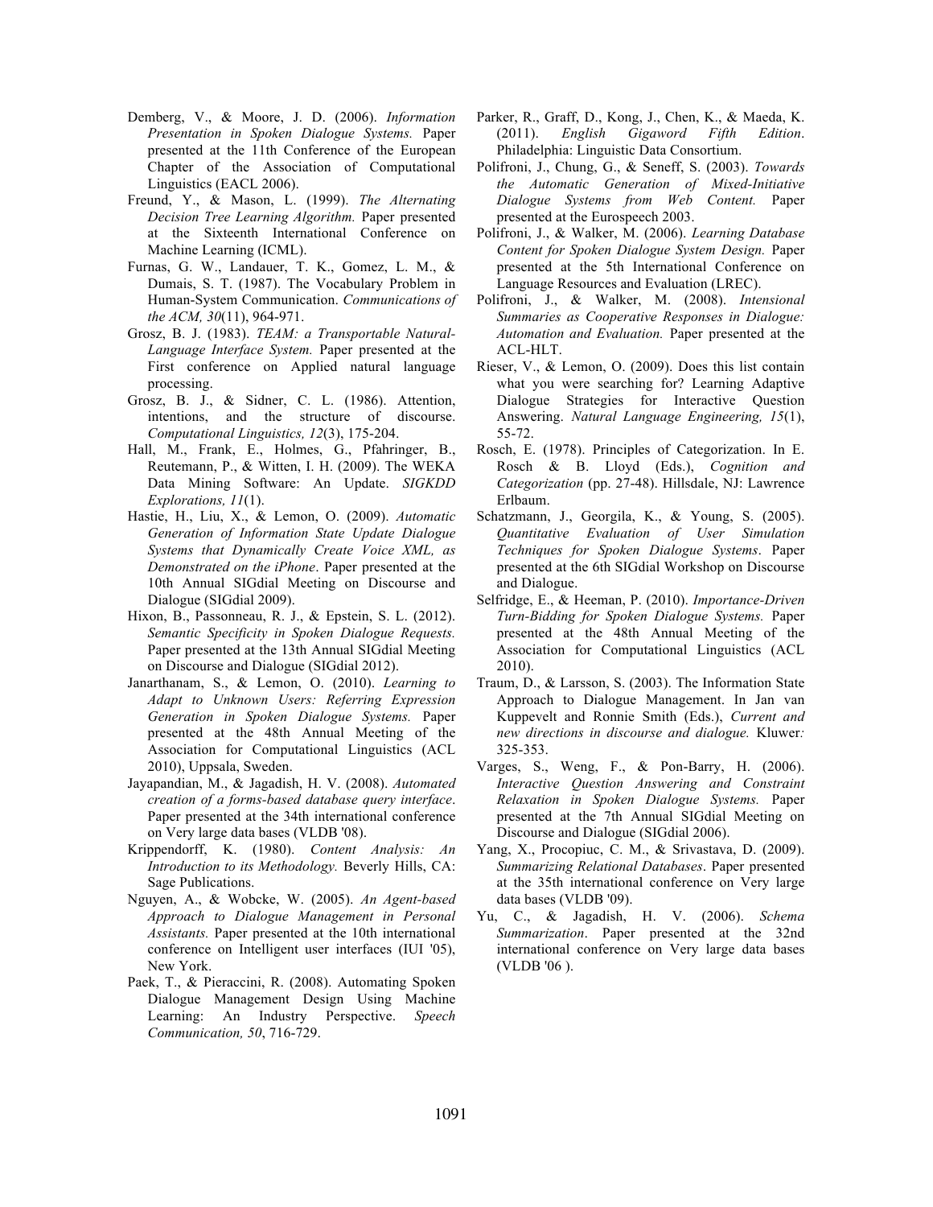Demberg, V., & Moore, J. D. (2006). *Information Presentation in Spoken Dialogue Systems.* Paper presented at the 11th Conference of the European Chapter of the Association of Computational Linguistics (EACL 2006).

Freund, Y., & Mason, L. (1999). *The Alternating Decision Tree Learning Algorithm.* Paper presented at the Sixteenth International Conference on Machine Learning (ICML).

Furnas, G. W., Landauer, T. K., Gomez, L. M., & Dumais, S. T. (1987). The Vocabulary Problem in Human-System Communication. *Communications of the ACM, 30*(11), 964-971.

Grosz, B. J. (1983). *TEAM: a Transportable Natural-Language Interface System.* Paper presented at the First conference on Applied natural language processing.

Grosz, B. J., & Sidner, C. L. (1986). Attention, intentions, and the structure of discourse. *Computational Linguistics, 12*(3), 175-204.

Hall, M., Frank, E., Holmes, G., Pfahringer, B., Reutemann, P., & Witten, I. H. (2009). The WEKA Data Mining Software: An Update. *SIGKDD Explorations, 11*(1).

Hastie, H., Liu, X., & Lemon, O. (2009). *Automatic Generation of Information State Update Dialogue Systems that Dynamically Create Voice XML, as Demonstrated on the iPhone*. Paper presented at the 10th Annual SIGdial Meeting on Discourse and Dialogue (SIGdial 2009).

Hixon, B., Passonneau, R. J., & Epstein, S. L. (2012). *Semantic Specificity in Spoken Dialogue Requests.* Paper presented at the 13th Annual SIGdial Meeting on Discourse and Dialogue (SIGdial 2012).

Janarthanam, S., & Lemon, O. (2010). *Learning to Adapt to Unknown Users: Referring Expression Generation in Spoken Dialogue Systems.* Paper presented at the 48th Annual Meeting of the Association for Computational Linguistics (ACL 2010), Uppsala, Sweden.

Jayapandian, M., & Jagadish, H. V. (2008). *Automated creation of a forms-based database query interface*. Paper presented at the 34th international conference on Very large data bases (VLDB '08).

Krippendorff, K. (1980). *Content Analysis: An Introduction to its Methodology.* Beverly Hills, CA: Sage Publications.

Nguyen, A., & Wobcke, W. (2005). *An Agent-based Approach to Dialogue Management in Personal Assistants.* Paper presented at the 10th international conference on Intelligent user interfaces (IUI '05), New York.

Paek, T., & Pieraccini, R. (2008). Automating Spoken Dialogue Management Design Using Machine Learning: An Industry Perspective. *Speech Communication, 50*, 716-729.

Parker, R., Graff, D., Kong, J., Chen, K., & Maeda, K. (2011). *English Gigaword Fifth Edition*. Philadelphia: Linguistic Data Consortium.

Polifroni, J., Chung, G., & Seneff, S. (2003). *Towards the Automatic Generation of Mixed-Initiative Dialogue Systems from Web Content.* Paper presented at the Eurospeech 2003.

Polifroni, J., & Walker, M. (2006). *Learning Database Content for Spoken Dialogue System Design.* Paper presented at the 5th International Conference on Language Resources and Evaluation (LREC).

Polifroni, J., & Walker, M. (2008). *Intensional Summaries as Cooperative Responses in Dialogue: Automation and Evaluation.* Paper presented at the ACL-HLT.

Rieser, V., & Lemon, O. (2009). Does this list contain what you were searching for? Learning Adaptive Dialogue Strategies for Interactive Question Answering. *Natural Language Engineering, 15*(1), 55-72.

Rosch, E. (1978). Principles of Categorization. In E. Rosch & B. Lloyd (Eds.), *Cognition and Categorization* (pp. 27-48). Hillsdale, NJ: Lawrence Erlbaum.

Schatzmann, J., Georgila, K., & Young, S. (2005). *Quantitative Evaluation of User Simulation Techniques for Spoken Dialogue Systems*. Paper presented at the 6th SIGdial Workshop on Discourse and Dialogue.

Selfridge, E., & Heeman, P. (2010). *Importance-Driven Turn-Bidding for Spoken Dialogue Systems.* Paper presented at the 48th Annual Meeting of the Association for Computational Linguistics (ACL 2010).

Traum, D., & Larsson, S. (2003). The Information State Approach to Dialogue Management. In Jan van Kuppevelt and Ronnie Smith (Eds.), *Current and new directions in discourse and dialogue.* Kluwer*:* 325-353.

Varges, S., Weng, F., & Pon-Barry, H. (2006). *Interactive Question Answering and Constraint Relaxation in Spoken Dialogue Systems.* Paper presented at the 7th Annual SIGdial Meeting on Discourse and Dialogue (SIGdial 2006).

Yang, X., Procopiuc, C. M., & Srivastava, D. (2009). *Summarizing Relational Databases*. Paper presented at the 35th international conference on Very large data bases (VLDB '09).

Yu, C., & Jagadish, H. V. (2006). *Schema Summarization*. Paper presented at the 32nd international conference on Very large data bases (VLDB '06 ).